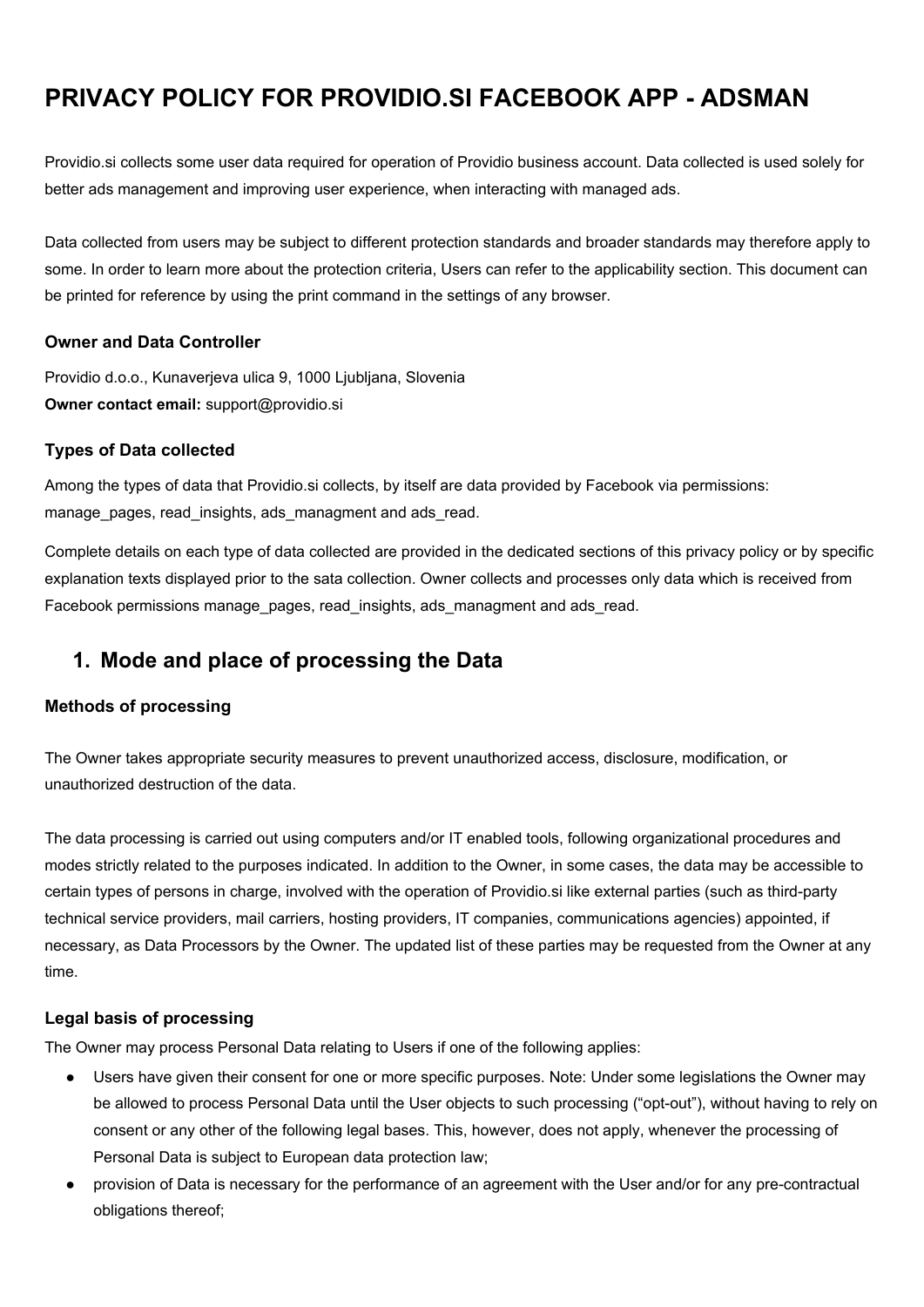# PRIVACY POLICY FOR PROVIDIO.SI FACEBOOK APP - ADSMAN

Providio.si collects some user data required for operation of Providio business account. Data collected is used solely for better ads management and improving user experience, when interacting with managed ads.

Data collected from users may be subject to different protection standards and broader standards may therefore apply to some. In order to learn more about the protection criteria, Users can refer to the applicability section. This document can be printed for reference by using the print command in the settings of any browser.

### Owner and Data Controller

Providio d.o.o., Kunaverjeva ulica 9, 1000 Ljubljana, Slovenia
**Owner contact email:** support@providio.si

### Types of Data collected

Among the types of data that Providio.si collects, by itself are data provided by Facebook via permissions: manage_pages, read_insights, ads_managment and ads_read.

Complete details on each type of data collected are provided in the dedicated sections of this privacy policy or by specific explanation texts displayed prior to the sata collection. Owner collects and processes only data which is received from Facebook permissions manage_pages, read_insights, ads_managment and ads_read.

## 1. Mode and place of processing the Data

### Methods of processing

The Owner takes appropriate security measures to prevent unauthorized access, disclosure, modification, or unauthorized destruction of the data.

The data processing is carried out using computers and/or IT enabled tools, following organizational procedures and modes strictly related to the purposes indicated. In addition to the Owner, in some cases, the data may be accessible to certain types of persons in charge, involved with the operation of Providio.si like external parties (such as third-party technical service providers, mail carriers, hosting providers, IT companies, communications agencies) appointed, if necessary, as Data Processors by the Owner. The updated list of these parties may be requested from the Owner at any time.

### Legal basis of processing

The Owner may process Personal Data relating to Users if one of the following applies:

- Users have given their consent for one or more specific purposes. Note: Under some legislations the Owner may be allowed to process Personal Data until the User objects to such processing ("opt-out"), without having to rely on consent or any other of the following legal bases. This, however, does not apply, whenever the processing of Personal Data is subject to European data protection law;
- provision of Data is necessary for the performance of an agreement with the User and/or for any pre-contractual obligations thereof;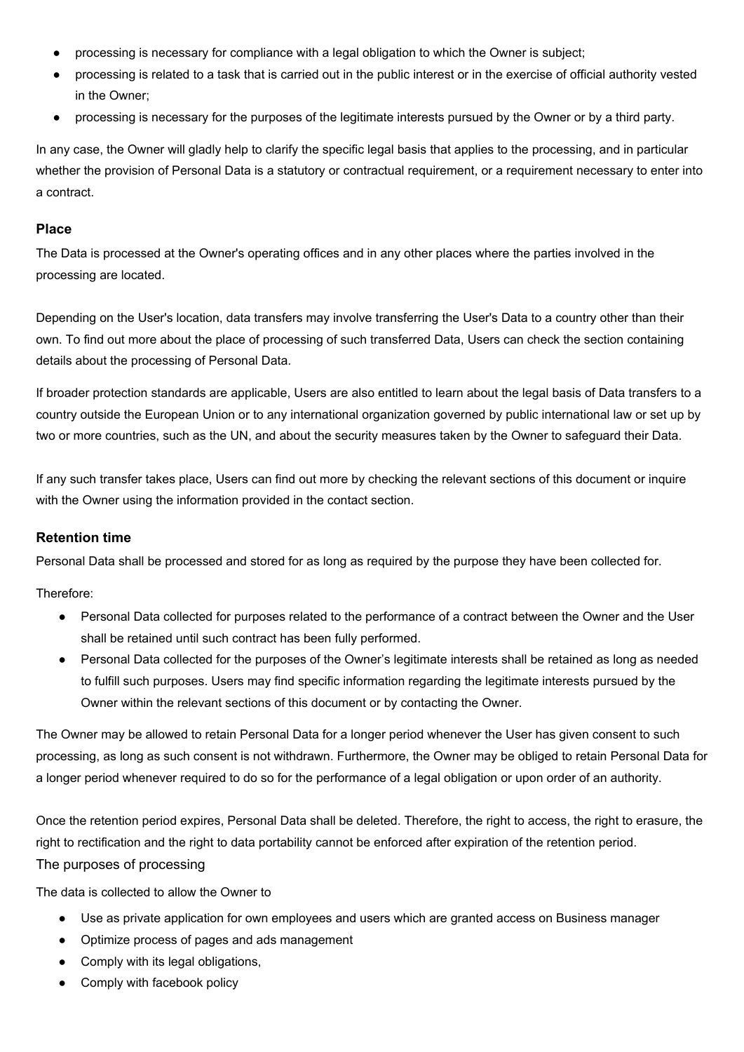- processing is necessary for compliance with a legal obligation to which the Owner is subject;
- processing is related to a task that is carried out in the public interest or in the exercise of official authority vested in the Owner;
- processing is necessary for the purposes of the legitimate interests pursued by the Owner or by a third party.

In any case, the Owner will gladly help to clarify the specific legal basis that applies to the processing, and in particular whether the provision of Personal Data is a statutory or contractual requirement, or a requirement necessary to enter into a contract.

### Place

The Data is processed at the Owner's operating offices and in any other places where the parties involved in the processing are located.

Depending on the User's location, data transfers may involve transferring the User's Data to a country other than their own. To find out more about the place of processing of such transferred Data, Users can check the section containing details about the processing of Personal Data.

If broader protection standards are applicable, Users are also entitled to learn about the legal basis of Data transfers to a country outside the European Union or to any international organization governed by public international law or set up by two or more countries, such as the UN, and about the security measures taken by the Owner to safeguard their Data.

If any such transfer takes place, Users can find out more by checking the relevant sections of this document or inquire with the Owner using the information provided in the contact section.

### Retention time

Personal Data shall be processed and stored for as long as required by the purpose they have been collected for.

Therefore:

- Personal Data collected for purposes related to the performance of a contract between the Owner and the User shall be retained until such contract has been fully performed.
- Personal Data collected for the purposes of the Owner's legitimate interests shall be retained as long as needed to fulfill such purposes. Users may find specific information regarding the legitimate interests pursued by the Owner within the relevant sections of this document or by contacting the Owner.

The Owner may be allowed to retain Personal Data for a longer period whenever the User has given consent to such processing, as long as such consent is not withdrawn. Furthermore, the Owner may be obliged to retain Personal Data for a longer period whenever required to do so for the performance of a legal obligation or upon order of an authority.

Once the retention period expires, Personal Data shall be deleted. Therefore, the right to access, the right to erasure, the right to rectification and the right to data portability cannot be enforced after expiration of the retention period.

## The purposes of processing

The data is collected to allow the Owner to

- Use as private application for own employees and users which are granted access on Business manager
- Optimize process of pages and ads management
- Comply with its legal obligations,
- Comply with facebook policy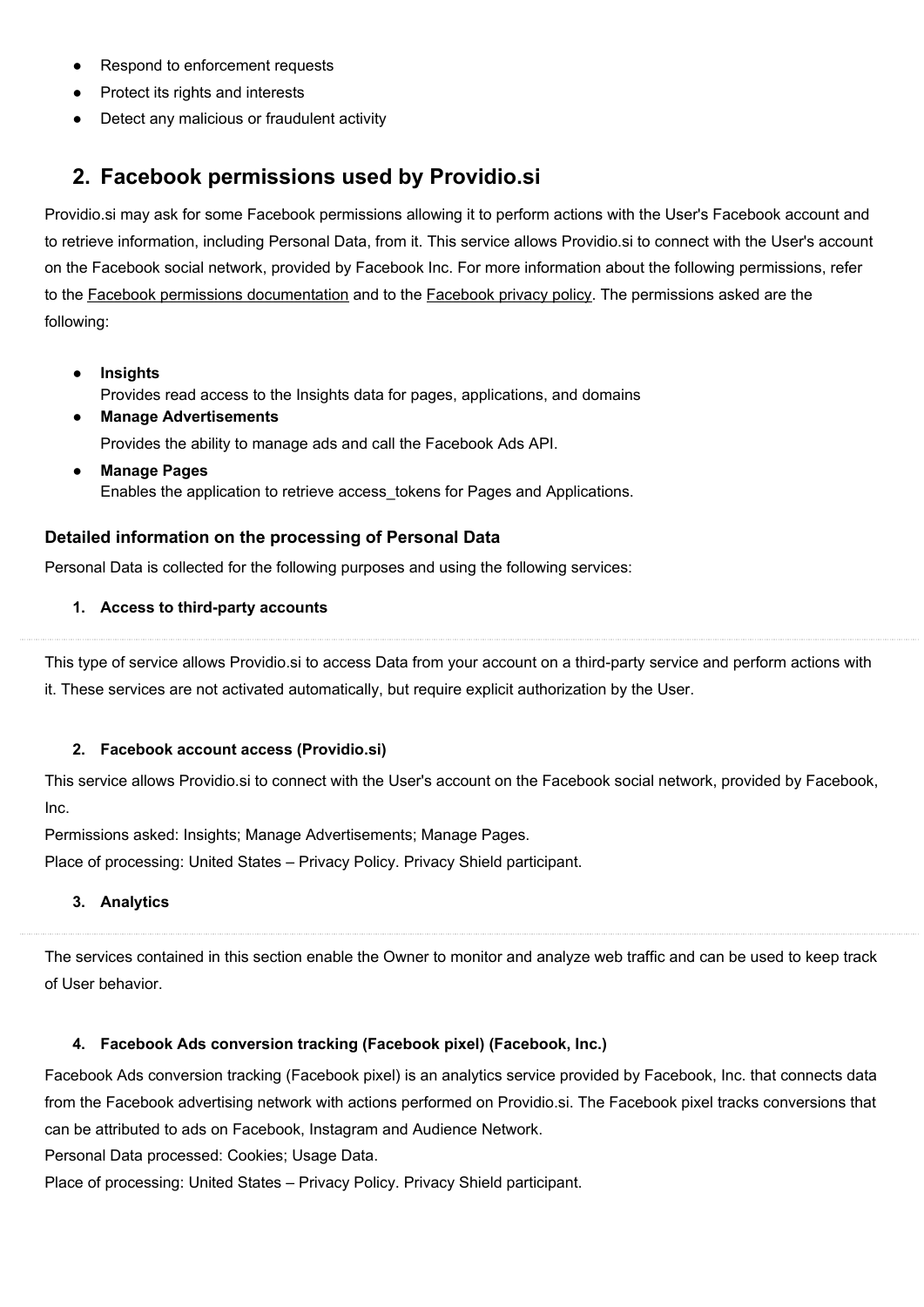- Respond to enforcement requests
- Protect its rights and interests
- Detect any malicious or fraudulent activity

## 2. Facebook permissions used by Providio.si

Providio.si may ask for some Facebook permissions allowing it to perform actions with the User's Facebook account and to retrieve information, including Personal Data, from it. This service allows Providio.si to connect with the User's account on the Facebook social network, provided by Facebook Inc. For more information about the following permissions, refer to the Facebook permissions documentation and to the Facebook privacy policy. The permissions asked are the following:

- **Insights**
  Provides read access to the Insights data for pages, applications, and domains
- **Manage Advertisements**
  Provides the ability to manage ads and call the Facebook Ads API.
- **Manage Pages**
  Enables the application to retrieve access_tokens for Pages and Applications.

### Detailed information on the processing of Personal Data

Personal Data is collected for the following purposes and using the following services:

1. **Access to third-party accounts**

This type of service allows Providio.si to access Data from your account on a third-party service and perform actions with it. These services are not activated automatically, but require explicit authorization by the User.

2. **Facebook account access (Providio.si)**

This service allows Providio.si to connect with the User's account on the Facebook social network, provided by Facebook, Inc.

Permissions asked: Insights; Manage Advertisements; Manage Pages.

Place of processing: United States – Privacy Policy. Privacy Shield participant.

3. **Analytics**

The services contained in this section enable the Owner to monitor and analyze web traffic and can be used to keep track of User behavior.

4. **Facebook Ads conversion tracking (Facebook pixel) (Facebook, Inc.)**

Facebook Ads conversion tracking (Facebook pixel) is an analytics service provided by Facebook, Inc. that connects data from the Facebook advertising network with actions performed on Providio.si. The Facebook pixel tracks conversions that can be attributed to ads on Facebook, Instagram and Audience Network.

Personal Data processed: Cookies; Usage Data.

Place of processing: United States – Privacy Policy. Privacy Shield participant.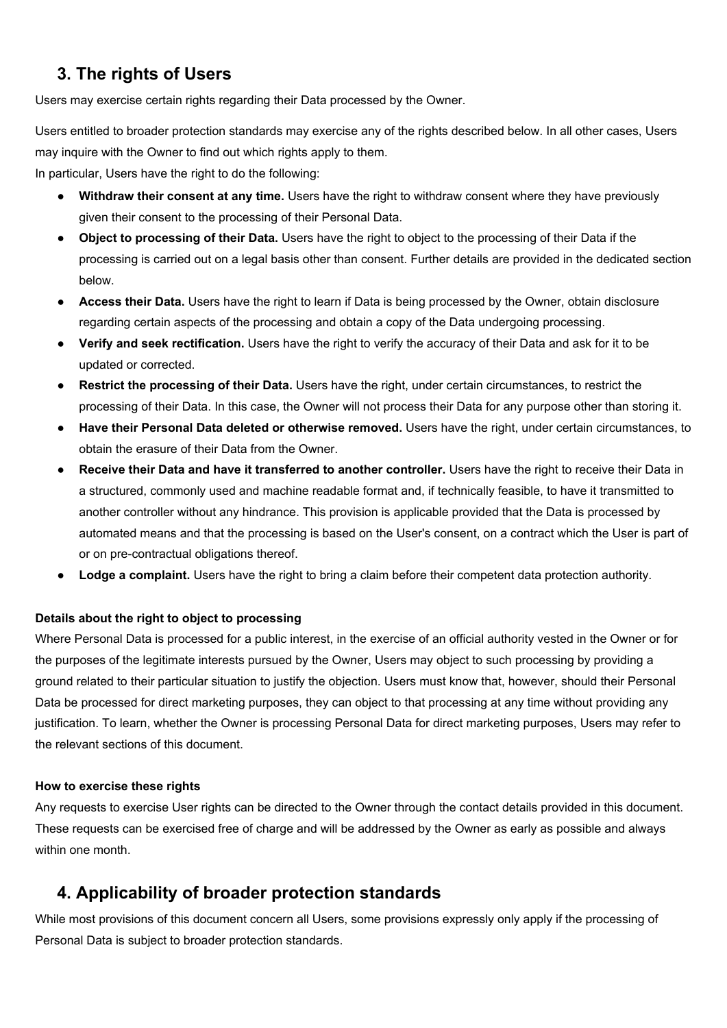## 3. The rights of Users

Users may exercise certain rights regarding their Data processed by the Owner.

Users entitled to broader protection standards may exercise any of the rights described below. In all other cases, Users may inquire with the Owner to find out which rights apply to them.
In particular, Users have the right to do the following:

- **Withdraw their consent at any time.** Users have the right to withdraw consent where they have previously given their consent to the processing of their Personal Data.
- **Object to processing of their Data.** Users have the right to object to the processing of their Data if the processing is carried out on a legal basis other than consent. Further details are provided in the dedicated section below.
- **Access their Data.** Users have the right to learn if Data is being processed by the Owner, obtain disclosure regarding certain aspects of the processing and obtain a copy of the Data undergoing processing.
- **Verify and seek rectification.** Users have the right to verify the accuracy of their Data and ask for it to be updated or corrected.
- **Restrict the processing of their Data.** Users have the right, under certain circumstances, to restrict the processing of their Data. In this case, the Owner will not process their Data for any purpose other than storing it.
- **Have their Personal Data deleted or otherwise removed.** Users have the right, under certain circumstances, to obtain the erasure of their Data from the Owner.
- **Receive their Data and have it transferred to another controller.** Users have the right to receive their Data in a structured, commonly used and machine readable format and, if technically feasible, to have it transmitted to another controller without any hindrance. This provision is applicable provided that the Data is processed by automated means and that the processing is based on the User's consent, on a contract which the User is part of or on pre-contractual obligations thereof.
- **Lodge a complaint.** Users have the right to bring a claim before their competent data protection authority.

#### Details about the right to object to processing

Where Personal Data is processed for a public interest, in the exercise of an official authority vested in the Owner or for the purposes of the legitimate interests pursued by the Owner, Users may object to such processing by providing a ground related to their particular situation to justify the objection. Users must know that, however, should their Personal Data be processed for direct marketing purposes, they can object to that processing at any time without providing any justification. To learn, whether the Owner is processing Personal Data for direct marketing purposes, Users may refer to the relevant sections of this document.

#### How to exercise these rights

Any requests to exercise User rights can be directed to the Owner through the contact details provided in this document. These requests can be exercised free of charge and will be addressed by the Owner as early as possible and always within one month.

## 4. Applicability of broader protection standards

While most provisions of this document concern all Users, some provisions expressly only apply if the processing of Personal Data is subject to broader protection standards.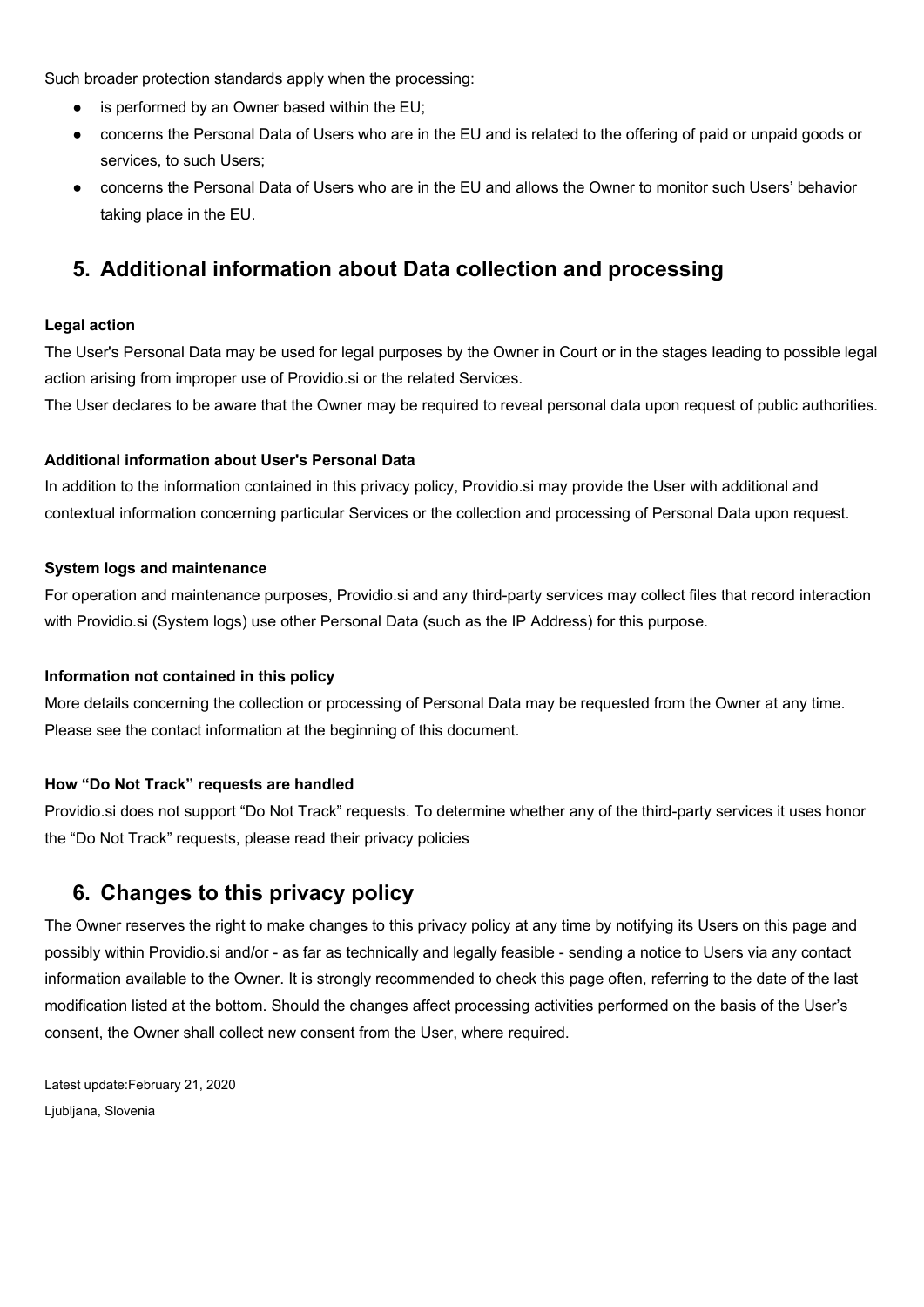Such broader protection standards apply when the processing:

- is performed by an Owner based within the EU;
- concerns the Personal Data of Users who are in the EU and is related to the offering of paid or unpaid goods or services, to such Users;
- concerns the Personal Data of Users who are in the EU and allows the Owner to monitor such Users' behavior taking place in the EU.

## 5. Additional information about Data collection and processing

**Legal action**

The User's Personal Data may be used for legal purposes by the Owner in Court or in the stages leading to possible legal action arising from improper use of Providio.si or the related Services.
The User declares to be aware that the Owner may be required to reveal personal data upon request of public authorities.

**Additional information about User's Personal Data**

In addition to the information contained in this privacy policy, Providio.si may provide the User with additional and contextual information concerning particular Services or the collection and processing of Personal Data upon request.

**System logs and maintenance**

For operation and maintenance purposes, Providio.si and any third-party services may collect files that record interaction with Providio.si (System logs) use other Personal Data (such as the IP Address) for this purpose.

**Information not contained in this policy**

More details concerning the collection or processing of Personal Data may be requested from the Owner at any time. Please see the contact information at the beginning of this document.

**How "Do Not Track" requests are handled**

Providio.si does not support "Do Not Track" requests. To determine whether any of the third-party services it uses honor the "Do Not Track" requests, please read their privacy policies

## 6. Changes to this privacy policy

The Owner reserves the right to make changes to this privacy policy at any time by notifying its Users on this page and possibly within Providio.si and/or - as far as technically and legally feasible - sending a notice to Users via any contact information available to the Owner. It is strongly recommended to check this page often, referring to the date of the last modification listed at the bottom. Should the changes affect processing activities performed on the basis of the User's consent, the Owner shall collect new consent from the User, where required.

Latest update:February 21, 2020
Ljubljana, Slovenia